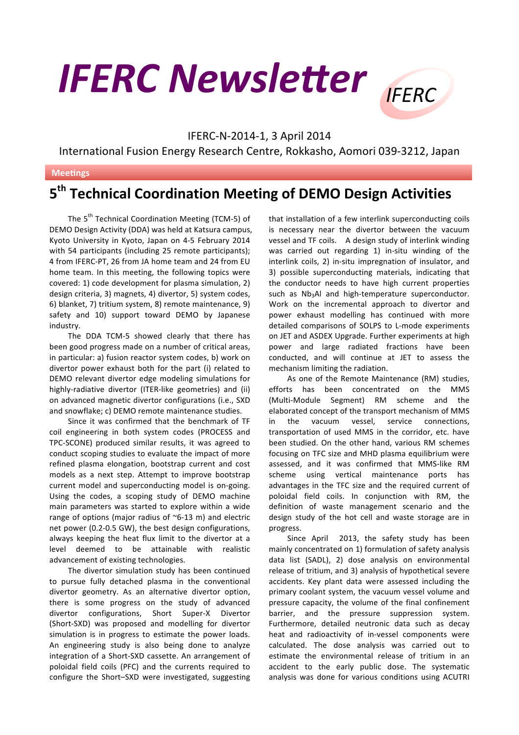# IFERC Newsletter

IFERC

IFERC-N-2014-1, 3 April 2014

International Fusion Energy Research Centre, Rokkasho, Aomori 039-3212, Japan

**Meetings**

## 5th Technical Coordination Meeting of DEMO Design Activities

The 5th Technical Coordination Meeting (TCM-5) of DEMO Design Activity (DDA) was held at Katsura campus, Kyoto University in Kyoto, Japan on 4-5 February 2014 with 54 participants (including 25 remote participants); 4 from IFERC-PT, 26 from JA home team and 24 from EU home team. In this meeting, the following topics were covered: 1) code development for plasma simulation, 2) design criteria, 3) magnets, 4) divertor, 5) system codes, 6) blanket, 7) tritium system, 8) remote maintenance, 9) safety and 10) support toward DEMO by Japanese industry.

The DDA TCM-5 showed clearly that there has been good progress made on a number of critical areas, in particular: a) fusion reactor system codes, b) work on divertor power exhaust both for the part (i) related to DEMO relevant divertor edge modeling simulations for highly-radiative divertor (ITER-like geometries) and (ii) on advanced magnetic divertor configurations (i.e., SXD and snowflake; c) DEMO remote maintenance studies.

Since it was confirmed that the benchmark of TF coil engineering in both system codes (PROCESS and TPC-SCONE) produced similar results, it was agreed to conduct scoping studies to evaluate the impact of more refined plasma elongation, bootstrap current and cost models as a next step. Attempt to improve bootstrap current model and superconducting model is on-going. Using the codes, a scoping study of DEMO machine main parameters was started to explore within a wide range of options (major radius of ~6-13 m) and electric net power (0.2-0.5 GW), the best design configurations, always keeping the heat flux limit to the divertor at a level deemed to be attainable with realistic advancement of existing technologies.

The divertor simulation study has been continued to pursue fully detached plasma in the conventional divertor geometry. As an alternative divertor option, there is some progress on the study of advanced divertor configurations, Short Super-X Divertor (Short-SXD) was proposed and modelling for divertor simulation is in progress to estimate the power loads. An engineering study is also being done to analyze integration of a Short-SXD cassette. An arrangement of poloidal field coils (PFC) and the currents required to configure the Short–SXD were investigated, suggesting that installation of a few interlink superconducting coils is necessary near the divertor between the vacuum vessel and TF coils. A design study of interlink winding was carried out regarding 1) in-situ winding of the interlink coils, 2) in-situ impregnation of insulator, and 3) possible superconducting materials, indicating that the conductor needs to have high current properties such as $Nb_3Al$ and high-temperature superconductor. Work on the incremental approach to divertor and power exhaust modelling has continued with more detailed comparisons of SOLPS to L-mode experiments on JET and ASDEX Upgrade. Further experiments at high power and large radiated fractions have been conducted, and will continue at JET to assess the mechanism limiting the radiation.

As one of the Remote Maintenance (RM) studies, efforts has been concentrated on the MMS (Multi-Module Segment) RM scheme and the elaborated concept of the transport mechanism of MMS in the vacuum vessel, service connections, transportation of used MMS in the corridor, etc. have been studied. On the other hand, various RM schemes focusing on TFC size and MHD plasma equilibrium were assessed, and it was confirmed that MMS-like RM scheme using vertical maintenance ports has advantages in the TFC size and the required current of poloidal field coils. In conjunction with RM, the definition of waste management scenario and the design study of the hot cell and waste storage are in progress.

Since April 2013, the safety study has been mainly concentrated on 1) formulation of safety analysis data list (SADL), 2) dose analysis on environmental release of tritium, and 3) analysis of hypothetical severe accidents. Key plant data were assessed including the primary coolant system, the vacuum vessel volume and pressure capacity, the volume of the final confinement barrier, and the pressure suppression system. Furthermore, detailed neutronic data such as decay heat and radioactivity of in-vessel components were calculated. The dose analysis was carried out to estimate the environmental release of tritium in an accident to the early public dose. The systematic analysis was done for various conditions using ACUTRI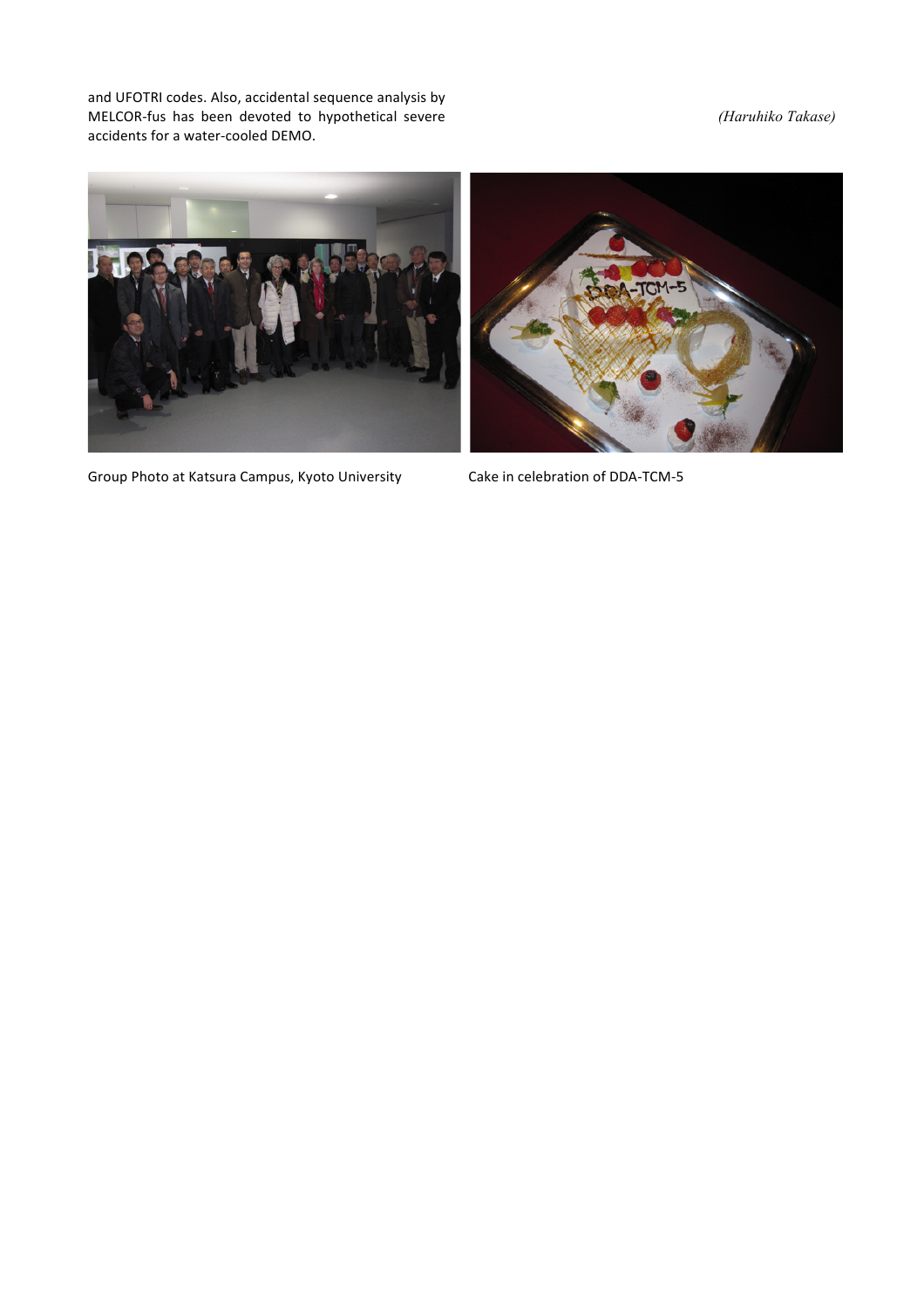and UFOTRI codes. Also, accidental sequence analysis by MELCOR-fus has been devoted to hypothetical severe accidents for a water-cooled DEMO.

*(Haruhiko Takase)*

Group Photo at Katsura Campus, Kyoto University

Cake in celebration of DDA-TCM-5